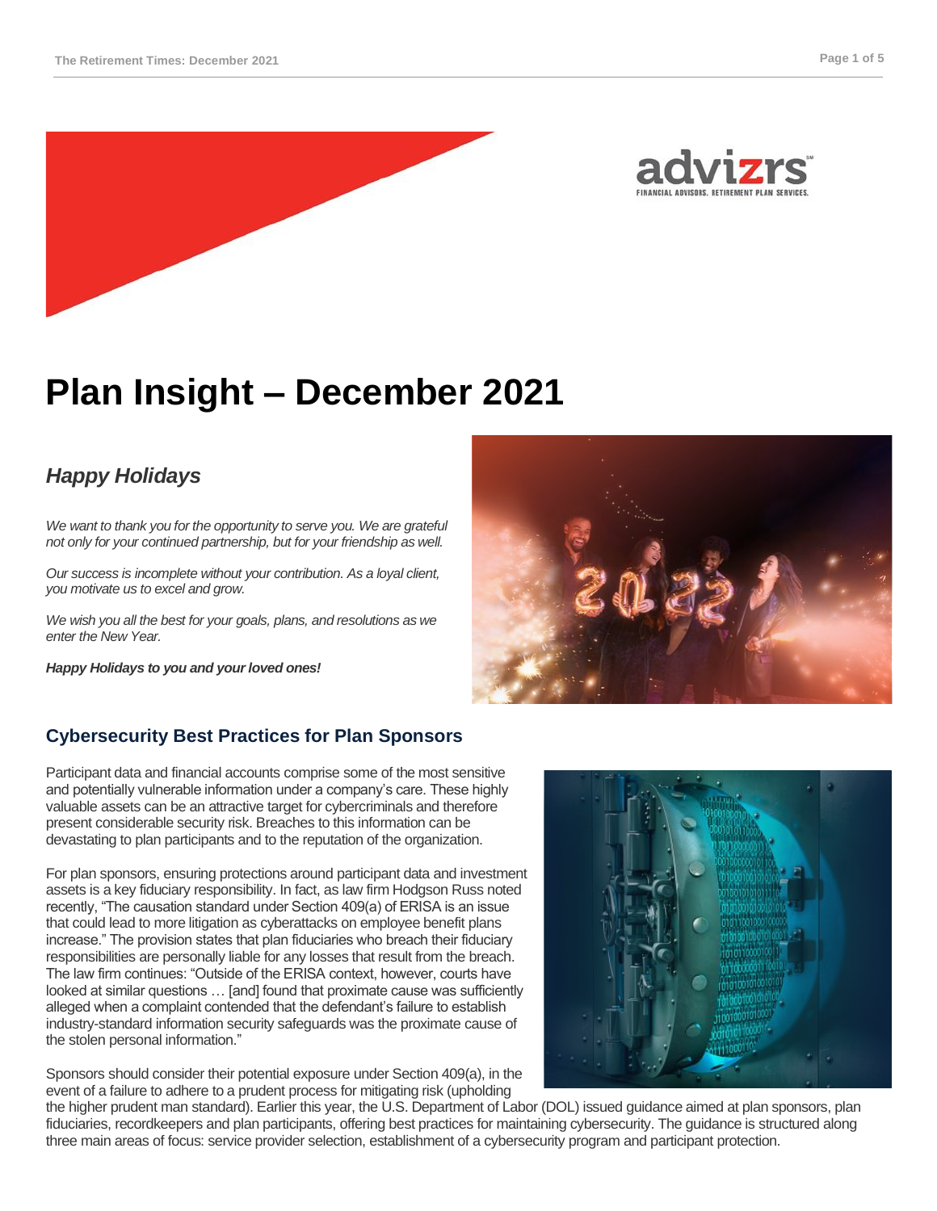# Plan Insight – December 2021

## *Happy Holidays*

*We want to thank you for the opportunity to serve you. We are grateful not only for your continued partnership, but for your friendship as well.*

*Our success is incomplete without your contribution. As a loyal client, you motivate us to excel and grow.*

*We wish you all the best for your goals, plans, and resolutions as we enter the New Year.*

***Happy Holidays to you and your loved ones!***

## Cybersecurity Best Practices for Plan Sponsors

Participant data and financial accounts comprise some of the most sensitive and potentially vulnerable information under a company's care. These highly valuable assets can be an attractive target for cybercriminals and therefore present considerable security risk. Breaches to this information can be devastating to plan participants and to the reputation of the organization.

For plan sponsors, ensuring protections around participant data and investment assets is a key fiduciary responsibility. In fact, as law firm Hodgson Russ noted recently, "The causation standard under Section 409(a) of ERISA is an issue that could lead to more litigation as cyberattacks on employee benefit plans increase." The provision states that plan fiduciaries who breach their fiduciary responsibilities are personally liable for any losses that result from the breach. The law firm continues: "Outside of the ERISA context, however, courts have looked at similar questions … [and] found that proximate cause was sufficiently alleged when a complaint contended that the defendant's failure to establish industry-standard information security safeguards was the proximate cause of the stolen personal information."

Sponsors should consider their potential exposure under Section 409(a), in the event of a failure to adhere to a prudent process for mitigating risk (upholding the higher prudent man standard). Earlier this year, the U.S. Department of Labor (DOL) issued guidance aimed at plan sponsors, plan fiduciaries, recordkeepers and plan participants, offering best practices for maintaining cybersecurity. The guidance is structured along three main areas of focus: service provider selection, establishment of a cybersecurity program and participant protection.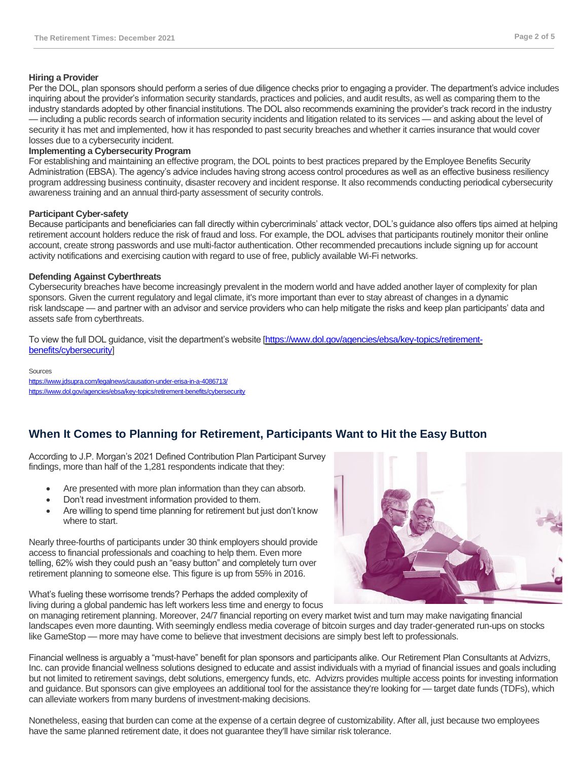**Hiring a Provider**

Per the DOL, plan sponsors should perform a series of due diligence checks prior to engaging a provider. The department's advice includes inquiring about the provider's information security standards, practices and policies, and audit results, as well as comparing them to the industry standards adopted by other financial institutions. The DOL also recommends examining the provider's track record in the industry — including a public records search of information security incidents and litigation related to its services — and asking about the level of security it has met and implemented, how it has responded to past security breaches and whether it carries insurance that would cover losses due to a cybersecurity incident.

**Implementing a Cybersecurity Program**

For establishing and maintaining an effective program, the DOL points to best practices prepared by the Employee Benefits Security Administration (EBSA). The agency's advice includes having strong access control procedures as well as an effective business resiliency program addressing business continuity, disaster recovery and incident response. It also recommends conducting periodical cybersecurity awareness training and an annual third-party assessment of security controls.

**Participant Cyber-safety**

Because participants and beneficiaries can fall directly within cybercriminals' attack vector, DOL's guidance also offers tips aimed at helping retirement account holders reduce the risk of fraud and loss. For example, the DOL advises that participants routinely monitor their online account, create strong passwords and use multi-factor authentication. Other recommended precautions include signing up for account activity notifications and exercising caution with regard to use of free, publicly available Wi-Fi networks.

**Defending Against Cyberthreats**

Cybersecurity breaches have become increasingly prevalent in the modern world and have added another layer of complexity for plan sponsors. Given the current regulatory and legal climate, it's more important than ever to stay abreast of changes in a dynamic risk landscape — and partner with an advisor and service providers who can help mitigate the risks and keep plan participants' data and assets safe from cyberthreats.

To view the full DOL guidance, visit the department's website [https://www.dol.gov/agencies/ebsa/key-topics/retirement-benefits/cybersecurity]

Sources
https://www.jdsupra.com/legalnews/causation-under-erisa-in-a-4086713/
https://www.dol.gov/agencies/ebsa/key-topics/retirement-benefits/cybersecurity

## When It Comes to Planning for Retirement, Participants Want to Hit the Easy Button

According to J.P. Morgan's 2021 Defined Contribution Plan Participant Survey findings, more than half of the 1,281 respondents indicate that they:

- Are presented with more plan information than they can absorb.
- Don't read investment information provided to them.
- Are willing to spend time planning for retirement but just don't know where to start.

Nearly three-fourths of participants under 30 think employers should provide access to financial professionals and coaching to help them. Even more telling, 62% wish they could push an "easy button" and completely turn over retirement planning to someone else. This figure is up from 55% in 2016.

What's fueling these worrisome trends? Perhaps the added complexity of living during a global pandemic has left workers less time and energy to focus on managing retirement planning. Moreover, 24/7 financial reporting on every market twist and turn may make navigating financial landscapes even more daunting. With seemingly endless media coverage of bitcoin surges and day trader-generated run-ups on stocks like GameStop — more may have come to believe that investment decisions are simply best left to professionals.

Financial wellness is arguably a "must-have" benefit for plan sponsors and participants alike. Our Retirement Plan Consultants at Advizrs, Inc. can provide financial wellness solutions designed to educate and assist individuals with a myriad of financial issues and goals including but not limited to retirement savings, debt solutions, emergency funds, etc. Advizrs provides multiple access points for investing information and guidance. But sponsors can give employees an additional tool for the assistance they're looking for — target date funds (TDFs), which can alleviate workers from many burdens of investment-making decisions.

Nonetheless, easing that burden can come at the expense of a certain degree of customizability. After all, just because two employees have the same planned retirement date, it does not guarantee they'll have similar risk tolerance.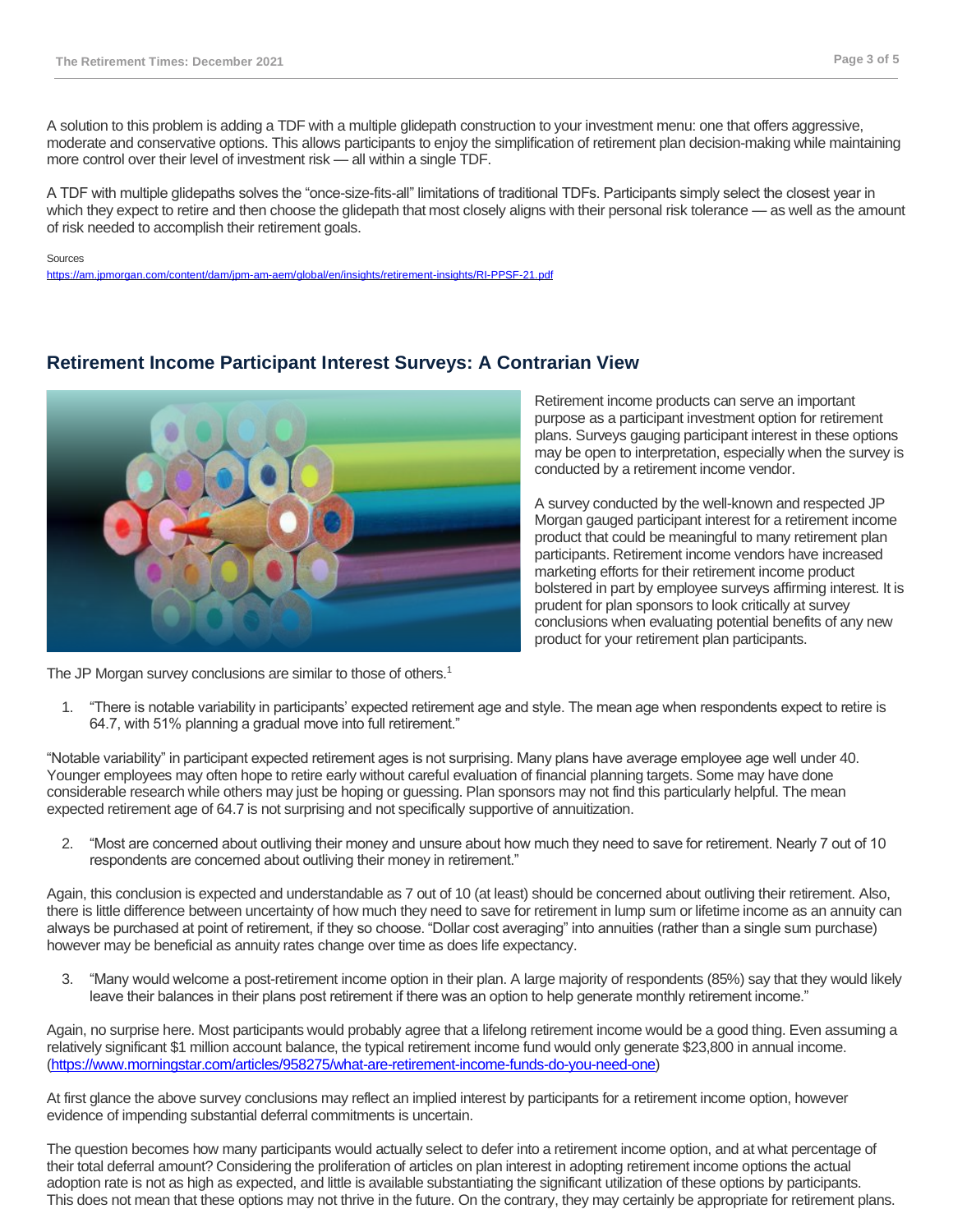A solution to this problem is adding a TDF with a multiple glidepath construction to your investment menu: one that offers aggressive, moderate and conservative options. This allows participants to enjoy the simplification of retirement plan decision-making while maintaining more control over their level of investment risk — all within a single TDF.

A TDF with multiple glidepaths solves the "once-size-fits-all" limitations of traditional TDFs. Participants simply select the closest year in which they expect to retire and then choose the glidepath that most closely aligns with their personal risk tolerance — as well as the amount of risk needed to accomplish their retirement goals.

Sources
https://am.jpmorgan.com/content/dam/jpm-am-aem/global/en/insights/retirement-insights/RI-PPSF-21.pdf

## Retirement Income Participant Interest Surveys: A Contrarian View

Retirement income products can serve an important purpose as a participant investment option for retirement plans. Surveys gauging participant interest in these options may be open to interpretation, especially when the survey is conducted by a retirement income vendor.

A survey conducted by the well-known and respected JP Morgan gauged participant interest for a retirement income product that could be meaningful to many retirement plan participants. Retirement income vendors have increased marketing efforts for their retirement income product bolstered in part by employee surveys affirming interest. It is prudent for plan sponsors to look critically at survey conclusions when evaluating potential benefits of any new product for your retirement plan participants.

The JP Morgan survey conclusions are similar to those of others.[1]

1. "There is notable variability in participants' expected retirement age and style. The mean age when respondents expect to retire is 64.7, with 51% planning a gradual move into full retirement."

"Notable variability" in participant expected retirement ages is not surprising. Many plans have average employee age well under 40. Younger employees may often hope to retire early without careful evaluation of financial planning targets. Some may have done considerable research while others may just be hoping or guessing. Plan sponsors may not find this particularly helpful. The mean expected retirement age of 64.7 is not surprising and not specifically supportive of annuitization.

2. "Most are concerned about outliving their money and unsure about how much they need to save for retirement. Nearly 7 out of 10 respondents are concerned about outliving their money in retirement."

Again, this conclusion is expected and understandable as 7 out of 10 (at least) should be concerned about outliving their retirement. Also, there is little difference between uncertainty of how much they need to save for retirement in lump sum or lifetime income as an annuity can always be purchased at point of retirement, if they so choose. "Dollar cost averaging" into annuities (rather than a single sum purchase) however may be beneficial as annuity rates change over time as does life expectancy.

3. "Many would welcome a post-retirement income option in their plan. A large majority of respondents (85%) say that they would likely leave their balances in their plans post retirement if there was an option to help generate monthly retirement income."

Again, no surprise here. Most participants would probably agree that a lifelong retirement income would be a good thing. Even assuming a relatively significant $1 million account balance, the typical retirement income fund would only generate $23,800 in annual income. (https://www.morningstar.com/articles/958275/what-are-retirement-income-funds-do-you-need-one)

At first glance the above survey conclusions may reflect an implied interest by participants for a retirement income option, however evidence of impending substantial deferral commitments is uncertain.

The question becomes how many participants would actually select to defer into a retirement income option, and at what percentage of their total deferral amount? Considering the proliferation of articles on plan interest in adopting retirement income options the actual adoption rate is not as high as expected, and little is available substantiating the significant utilization of these options by participants. This does not mean that these options may not thrive in the future. On the contrary, they may certainly be appropriate for retirement plans.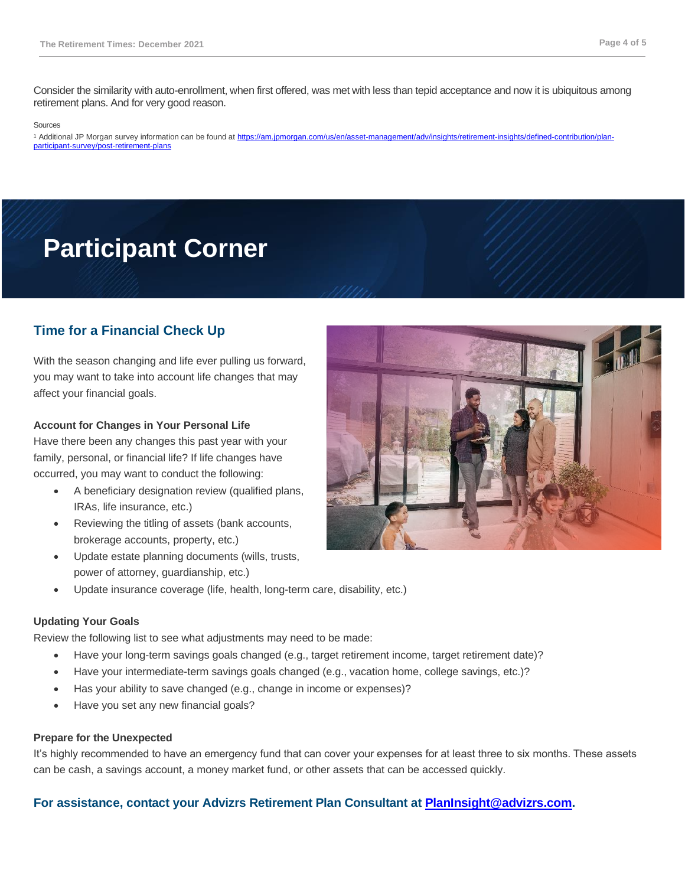Consider the similarity with auto-enrollment, when first offered, was met with less than tepid acceptance and now it is ubiquitous among retirement plans. And for very good reason.

Sources

[1] Additional JP Morgan survey information can be found at https://am.jpmorgan.com/us/en/asset-management/adv/insights/retirement-insights/defined-contribution/plan-participant-survey/post-retirement-plans

# Participant Corner

## Time for a Financial Check Up

With the season changing and life ever pulling us forward, you may want to take into account life changes that may affect your financial goals.

**Account for Changes in Your Personal Life**

Have there been any changes this past year with your family, personal, or financial life? If life changes have occurred, you may want to conduct the following:

- A beneficiary designation review (qualified plans, IRAs, life insurance, etc.)
- Reviewing the titling of assets (bank accounts, brokerage accounts, property, etc.)
- Update estate planning documents (wills, trusts, power of attorney, guardianship, etc.)
- Update insurance coverage (life, health, long-term care, disability, etc.)

**Updating Your Goals**

Review the following list to see what adjustments may need to be made:

- Have your long-term savings goals changed (e.g., target retirement income, target retirement date)?
- Have your intermediate-term savings goals changed (e.g., vacation home, college savings, etc.)?
- Has your ability to save changed (e.g., change in income or expenses)?
- Have you set any new financial goals?

**Prepare for the Unexpected**

It's highly recommended to have an emergency fund that can cover your expenses for at least three to six months. These assets can be cash, a savings account, a money market fund, or other assets that can be accessed quickly.

**For assistance, contact your Advizrs Retirement Plan Consultant at PlanInsight@advizrs.com.**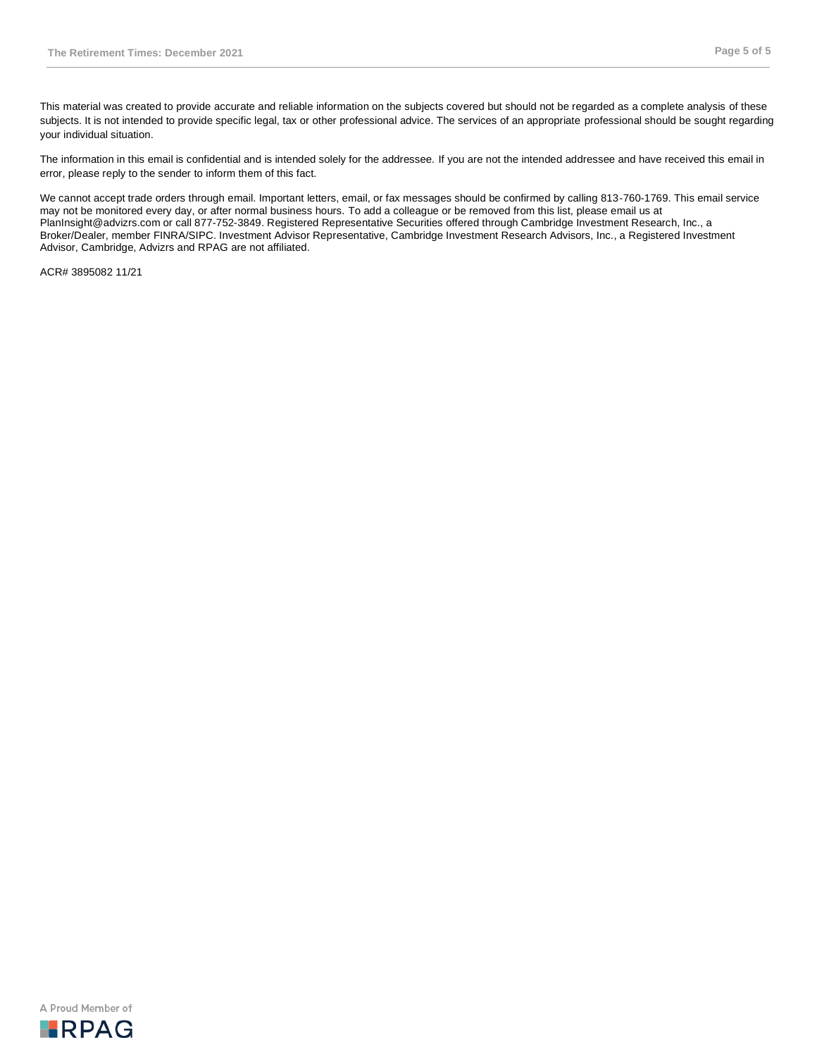This material was created to provide accurate and reliable information on the subjects covered but should not be regarded as a complete analysis of these subjects. It is not intended to provide specific legal, tax or other professional advice. The services of an appropriate professional should be sought regarding your individual situation.

The information in this email is confidential and is intended solely for the addressee. If you are not the intended addressee and have received this email in error, please reply to the sender to inform them of this fact.

We cannot accept trade orders through email. Important letters, email, or fax messages should be confirmed by calling 813-760-1769. This email service may not be monitored every day, or after normal business hours. To add a colleague or be removed from this list, please email us at PlanInsight@advizrs.com or call 877-752-3849. Registered Representative Securities offered through Cambridge Investment Research, Inc., a Broker/Dealer, member FINRA/SIPC. Investment Advisor Representative, Cambridge Investment Research Advisors, Inc., a Registered Investment Advisor, Cambridge, Advizrs and RPAG are not affiliated.

ACR# 3895082 11/21

A Proud Member of

RPAG